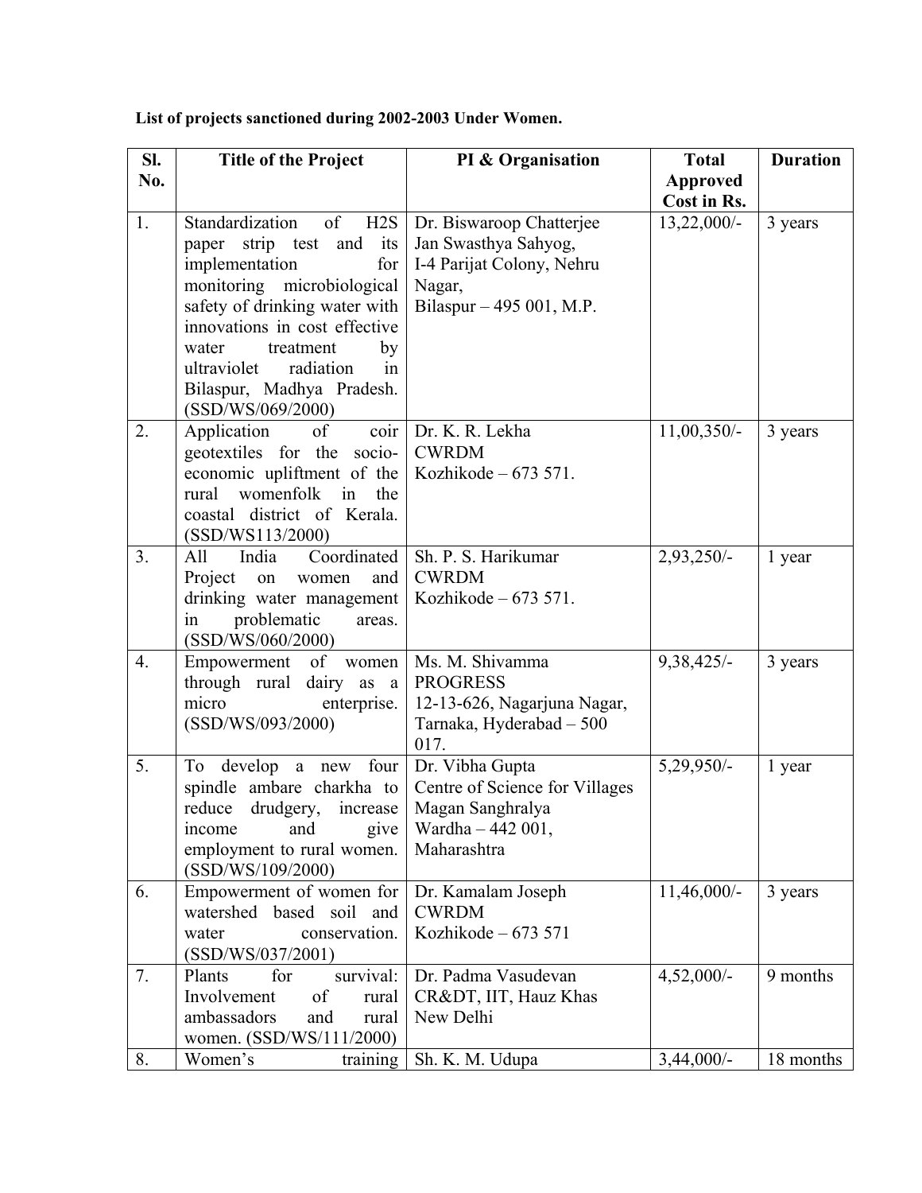**List of projects sanctioned during 2002-2003 Under Women.**

| Sl. No. | Title of the Project | PI & Organisation | Total Approved Cost in Rs. | Duration |
|---|---|---|---|---|
| 1. | Standardization of H2S paper strip test and its implementation for monitoring microbiological safety of drinking water with innovations in cost effective water treatment by ultraviolet radiation in Bilaspur, Madhya Pradesh. (SSD/WS/069/2000) | Dr. Biswaroop Chatterjee Jan Swasthya Sahyog, I-4 Parijat Colony, Nehru Nagar, Bilaspur – 495 001, M.P. | 13,22,000/- | 3 years |
| 2. | Application of coir geotextiles for the socio-economic upliftment of the rural womenfolk in the coastal district of Kerala. (SSD/WS113/2000) | Dr. K. R. Lekha CWRDM Kozhikode – 673 571. | 11,00,350/- | 3 years |
| 3. | All India Coordinated Project on women and drinking water management in problematic areas. (SSD/WS/060/2000) | Sh. P. S. Harikumar CWRDM Kozhikode – 673 571. | 2,93,250/- | 1 year |
| 4. | Empowerment of women through rural dairy as a micro enterprise. (SSD/WS/093/2000) | Ms. M. Shivamma PROGRESS 12-13-626, Nagarjuna Nagar, Tarnaka, Hyderabad – 500 017. | 9,38,425/- | 3 years |
| 5. | To develop a new four spindle ambare charkha to reduce drudgery, increase income and give employment to rural women. (SSD/WS/109/2000) | Dr. Vibha Gupta Centre of Science for Villages Magan Sanghralya Wardha – 442 001, Maharashtra | 5,29,950/- | 1 year |
| 6. | Empowerment of women for watershed based soil and water conservation. (SSD/WS/037/2001) | Dr. Kamalam Joseph CWRDM Kozhikode – 673 571 | 11,46,000/- | 3 years |
| 7. | Plants for survival: Involvement of rural ambassadors and rural women. (SSD/WS/111/2000) | Dr. Padma Vasudevan CR&DT, IIT, Hauz Khas New Delhi | 4,52,000/- | 9 months |
| 8. | Women's training | Sh. K. M. Udupa | 3,44,000/- | 18 months |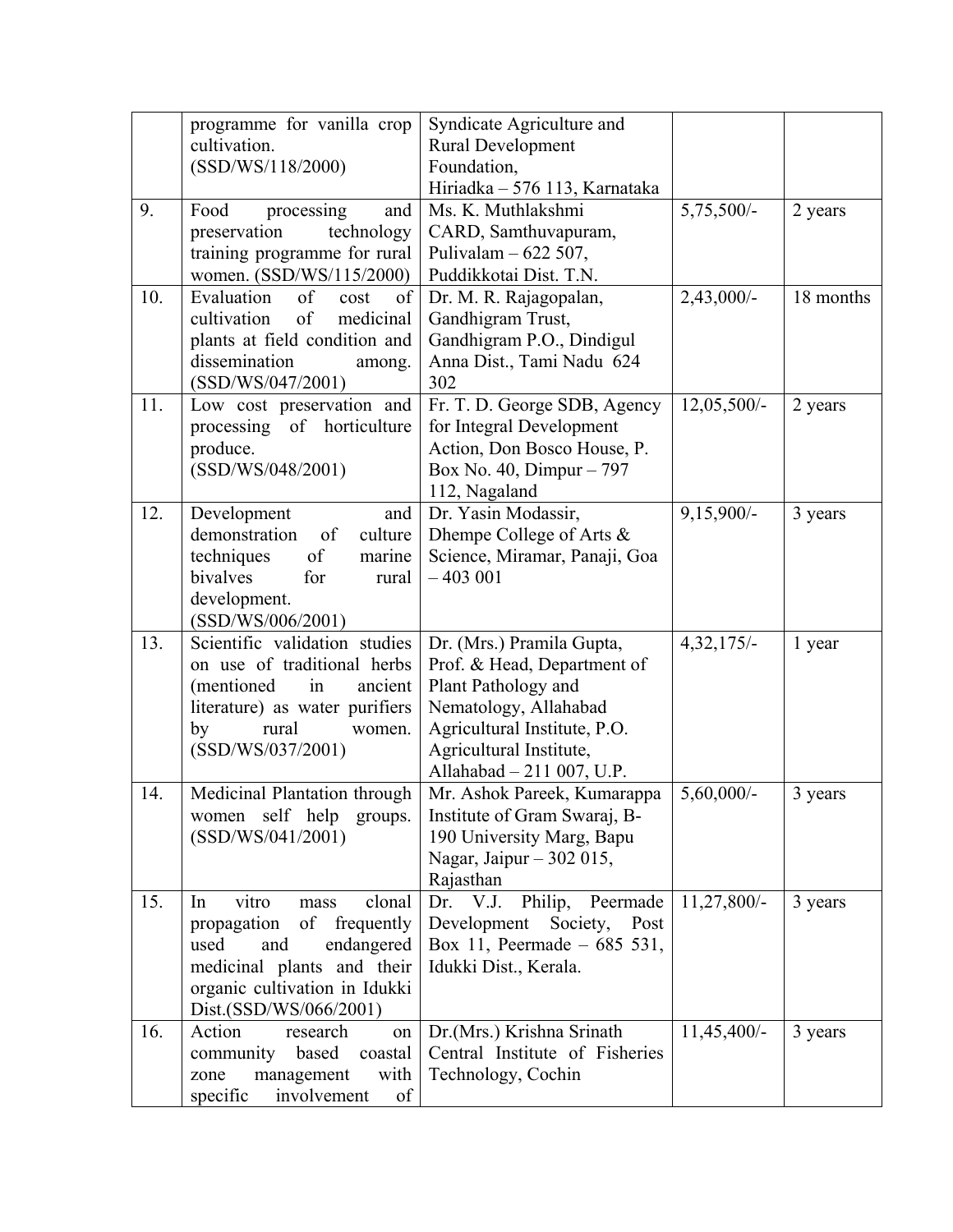| | | | | |
|---|---|---|---|---|
| | programme for vanilla crop cultivation. (SSD/WS/118/2000) | Syndicate Agriculture and Rural Development Foundation, Hiriadka – 576 113, Karnataka | | |
| 9. | Food processing and preservation technology training programme for rural women. (SSD/WS/115/2000) | Ms. K. Muthlakshmi CARD, Samthuvapuram, Pulivalam – 622 507, Puddikkotai Dist. T.N. | 5,75,500/- | 2 years |
| 10. | Evaluation of cost of cultivation of medicinal plants at field condition and dissemination among. (SSD/WS/047/2001) | Dr. M. R. Rajagopalan, Gandhigram Trust, Gandhigram P.O., Dindigul Anna Dist., Tami Nadu 624 302 | 2,43,000/- | 18 months |
| 11. | Low cost preservation and processing of horticulture produce. (SSD/WS/048/2001) | Fr. T. D. George SDB, Agency for Integral Development Action, Don Bosco House, P. Box No. 40, Dimpur – 797 112, Nagaland | 12,05,500/- | 2 years |
| 12. | Development and demonstration of culture techniques of marine bivalves for rural development. (SSD/WS/006/2001) | Dr. Yasin Modassir, Dhempe College of Arts & Science, Miramar, Panaji, Goa – 403 001 | 9,15,900/- | 3 years |
| 13. | Scientific validation studies on use of traditional herbs (mentioned in ancient literature) as water purifiers by rural women. (SSD/WS/037/2001) | Dr. (Mrs.) Pramila Gupta, Prof. & Head, Department of Plant Pathology and Nematology, Allahabad Agricultural Institute, P.O. Agricultural Institute, Allahabad – 211 007, U.P. | 4,32,175/- | 1 year |
| 14. | Medicinal Plantation through women self help groups. (SSD/WS/041/2001) | Mr. Ashok Pareek, Kumarappa Institute of Gram Swaraj, B-190 University Marg, Bapu Nagar, Jaipur – 302 015, Rajasthan | 5,60,000/- | 3 years |
| 15. | In vitro mass clonal propagation of frequently used and endangered medicinal plants and their organic cultivation in Idukki Dist.(SSD/WS/066/2001) | Dr. V.J. Philip, Peermade Development Society, Post Box 11, Peermade – 685 531, Idukki Dist., Kerala. | 11,27,800/- | 3 years |
| 16. | Action research on community based coastal zone management with specific involvement of | Dr.(Mrs.) Krishna Srinath Central Institute of Fisheries Technology, Cochin | 11,45,400/- | 3 years |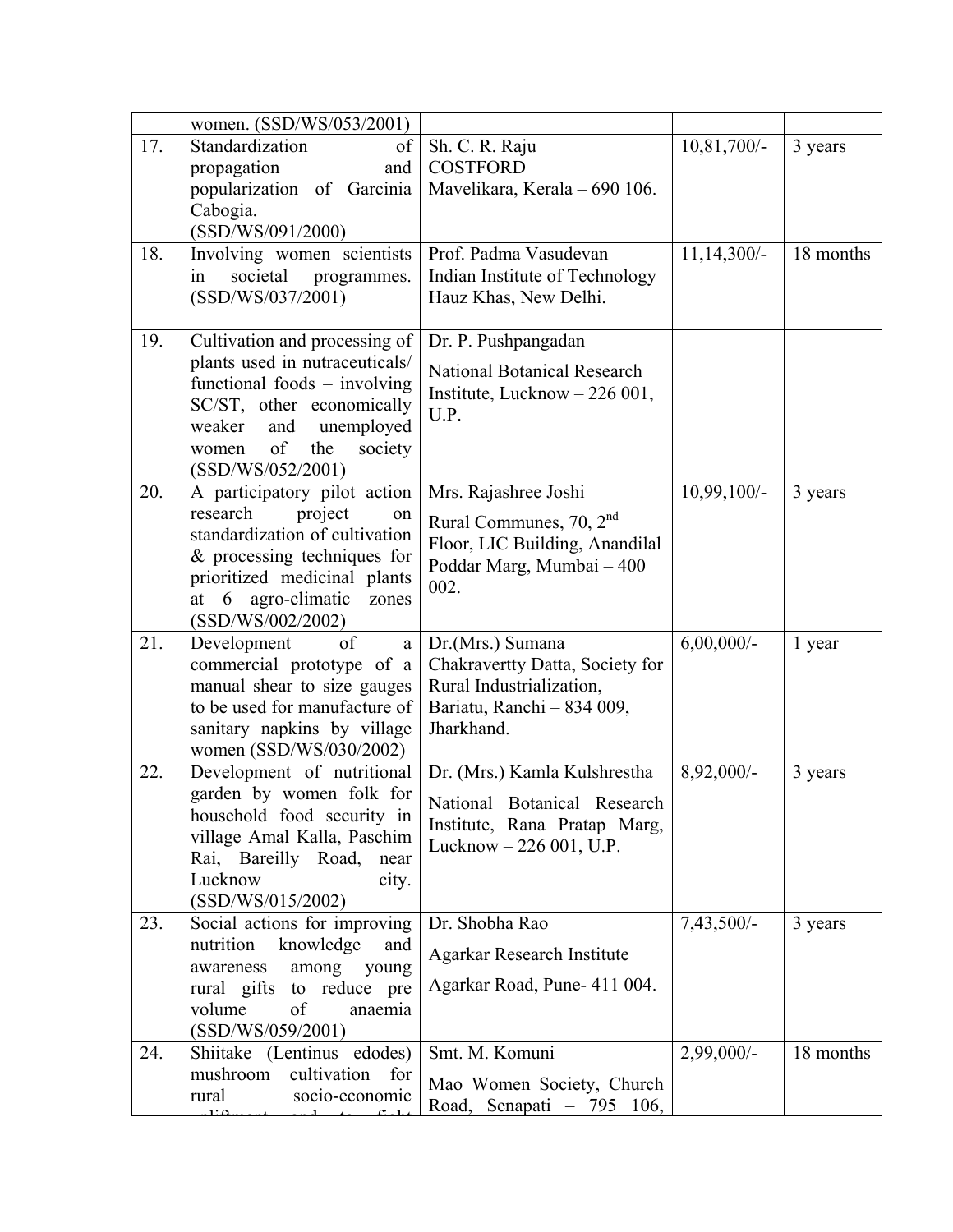| | | | | |
|---|---|---|---|---|
| | women. (SSD/WS/053/2001) | | | |
| 17. | Standardization of propagation and popularization of Garcinia Cabogia. (SSD/WS/091/2000) | Sh. C. R. Raju COSTFORD Mavelikara, Kerala – 690 106. | 10,81,700/- | 3 years |
| 18. | Involving women scientists in societal programmes. (SSD/WS/037/2001) | Prof. Padma Vasudevan Indian Institute of Technology Hauz Khas, New Delhi. | 11,14,300/- | 18 months |
| 19. | Cultivation and processing of plants used in nutraceuticals/ functional foods – involving SC/ST, other economically weaker and unemployed women of the society (SSD/WS/052/2001) | Dr. P. Pushpangadan National Botanical Research Institute, Lucknow – 226 001, U.P. | | |
| 20. | A participatory pilot action research project on standardization of cultivation & processing techniques for prioritized medicinal plants at 6 agro-climatic zones (SSD/WS/002/2002) | Mrs. Rajashree Joshi Rural Communes, 70, 2nd Floor, LIC Building, Anandilal Poddar Marg, Mumbai – 400 002. | 10,99,100/- | 3 years |
| 21. | Development of a commercial prototype of a manual shear to size gauges to be used for manufacture of sanitary napkins by village women (SSD/WS/030/2002) | Dr.(Mrs.) Sumana Chakravertty Datta, Society for Rural Industrialization, Bariatu, Ranchi – 834 009, Jharkhand. | 6,00,000/- | 1 year |
| 22. | Development of nutritional garden by women folk for household food security in village Amal Kalla, Paschim Rai, Bareilly Road, near Lucknow city. (SSD/WS/015/2002) | Dr. (Mrs.) Kamla Kulshrestha National Botanical Research Institute, Rana Pratap Marg, Lucknow – 226 001, U.P. | 8,92,000/- | 3 years |
| 23. | Social actions for improving nutrition knowledge and awareness among young rural gifts to reduce pre volume of anaemia (SSD/WS/059/2001) | Dr. Shobha Rao Agarkar Research Institute Agarkar Road, Pune- 411 004. | 7,43,500/- | 3 years |
| 24. | Shiitake (Lentinus edodes) mushroom cultivation for rural socio-economic upliftment and to fight | Smt. M. Komuni Mao Women Society, Church Road, Senapati – 795 106, | 2,99,000/- | 18 months |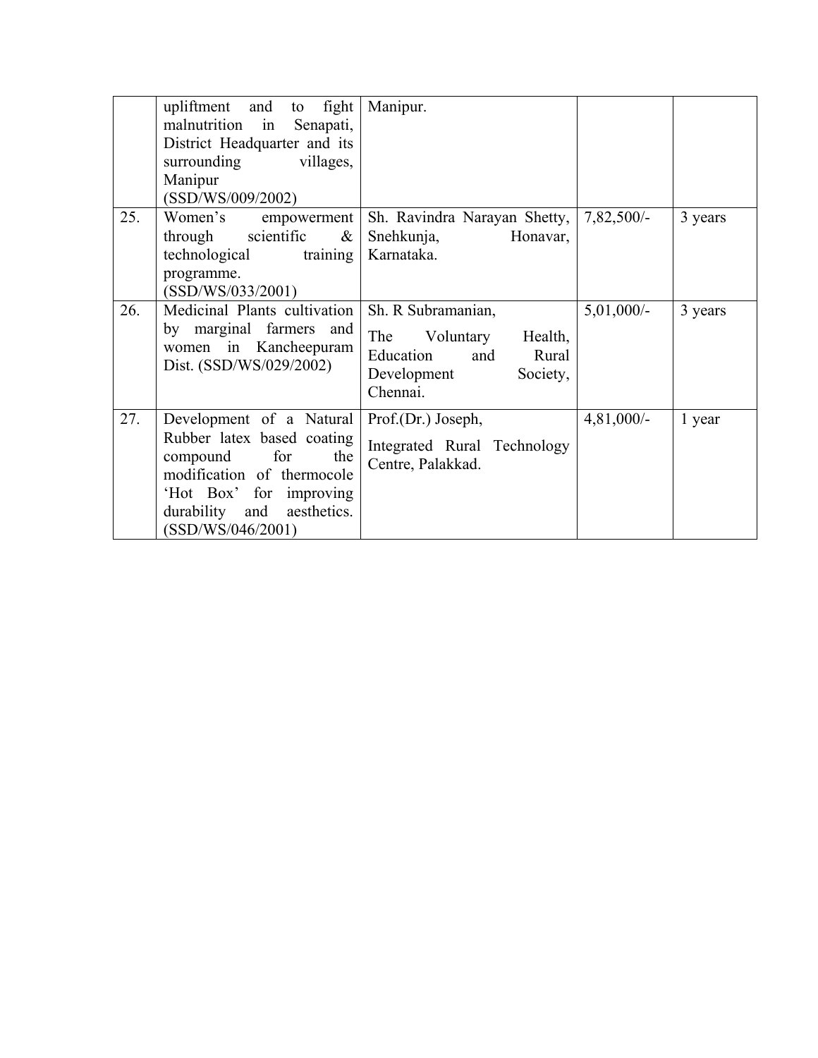| | | | | |
|---|---|---|---|---|
| | upliftment and to fight malnutrition in Senapati, District Headquarter and its surrounding villages, Manipur (SSD/WS/009/2002) | Manipur. | | |
| 25. | Women's empowerment through scientific & technological training programme. (SSD/WS/033/2001) | Sh. Ravindra Narayan Shetty, Snehkunja, Honavar, Karnataka. | 7,82,500/- | 3 years |
| 26. | Medicinal Plants cultivation by marginal farmers and women in Kancheepuram Dist. (SSD/WS/029/2002) | Sh. R Subramanian, The Voluntary Health, Education and Rural Development Society, Chennai. | 5,01,000/- | 3 years |
| 27. | Development of a Natural Rubber latex based coating compound for the modification of thermocole 'Hot Box' for improving durability and aesthetics. (SSD/WS/046/2001) | Prof.(Dr.) Joseph, Integrated Rural Technology Centre, Palakkad. | 4,81,000/- | 1 year |